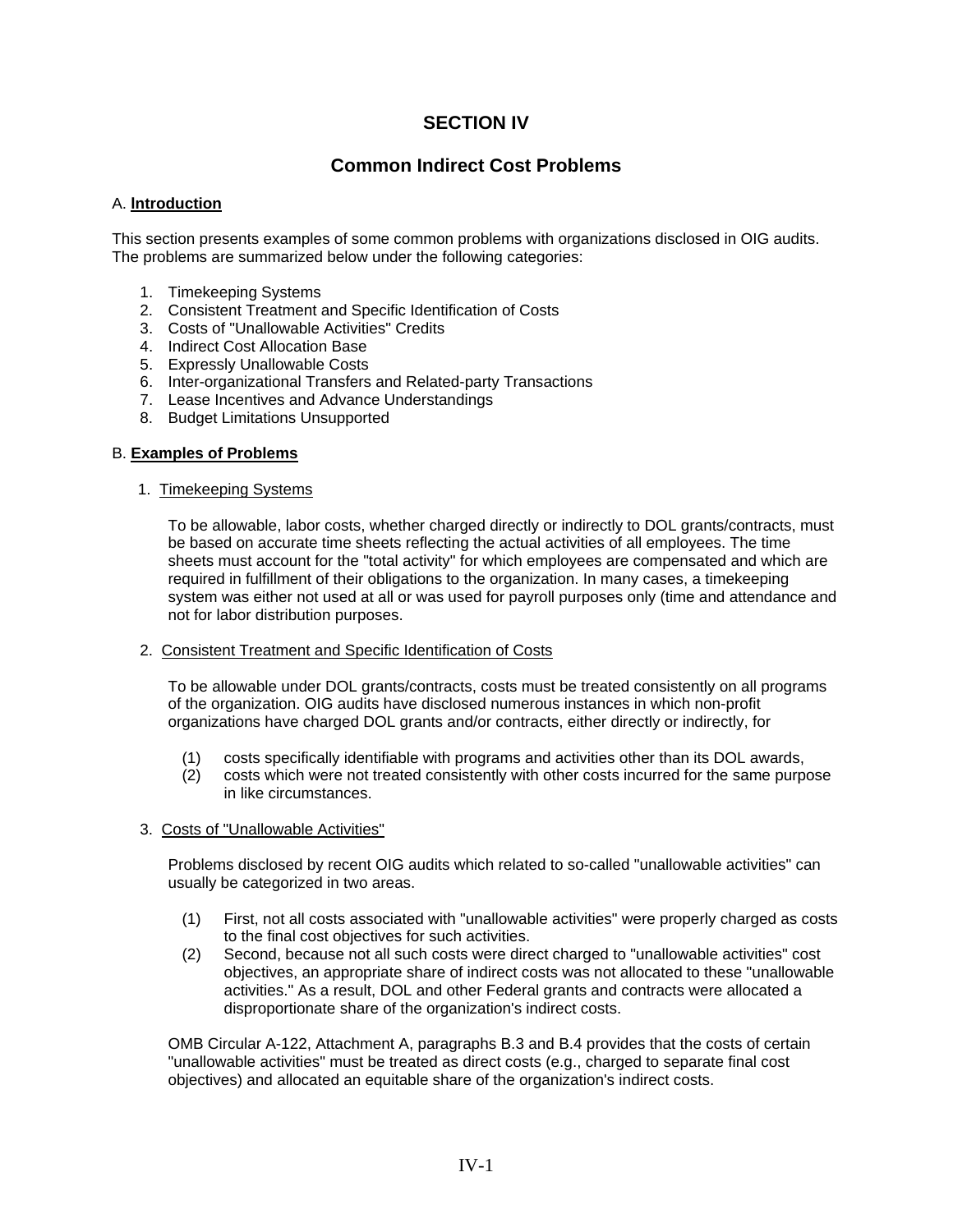# SECTION IV

## Common Indirect Cost Problems

### A. **Introduction**

This section presents examples of some common problems with organizations disclosed in OIG audits. The problems are summarized below under the following categories:

1. Timekeeping Systems
2. Consistent Treatment and Specific Identification of Costs
3. Costs of "Unallowable Activities" Credits
4. Indirect Cost Allocation Base
5. Expressly Unallowable Costs
6. Inter-organizational Transfers and Related-party Transactions
7. Lease Incentives and Advance Understandings
8. Budget Limitations Unsupported

### B. **Examples of Problems**

#### 1. Timekeeping Systems

To be allowable, labor costs, whether charged directly or indirectly to DOL grants/contracts, must be based on accurate time sheets reflecting the actual activities of all employees. The time sheets must account for the "total activity" for which employees are compensated and which are required in fulfillment of their obligations to the organization. In many cases, a timekeeping system was either not used at all or was used for payroll purposes only (time and attendance and not for labor distribution purposes.

#### 2. Consistent Treatment and Specific Identification of Costs

To be allowable under DOL grants/contracts, costs must be treated consistently on all programs of the organization. OIG audits have disclosed numerous instances in which non-profit organizations have charged DOL grants and/or contracts, either directly or indirectly, for

(1) costs specifically identifiable with programs and activities other than its DOL awards,
(2) costs which were not treated consistently with other costs incurred for the same purpose in like circumstances.

#### 3. Costs of "Unallowable Activities"

Problems disclosed by recent OIG audits which related to so-called "unallowable activities" can usually be categorized in two areas.

(1) First, not all costs associated with "unallowable activities" were properly charged as costs to the final cost objectives for such activities.
(2) Second, because not all such costs were direct charged to "unallowable activities" cost objectives, an appropriate share of indirect costs was not allocated to these "unallowable activities." As a result, DOL and other Federal grants and contracts were allocated a disproportionate share of the organization's indirect costs.

OMB Circular A-122, Attachment A, paragraphs B.3 and B.4 provides that the costs of certain "unallowable activities" must be treated as direct costs (e.g., charged to separate final cost objectives) and allocated an equitable share of the organization's indirect costs.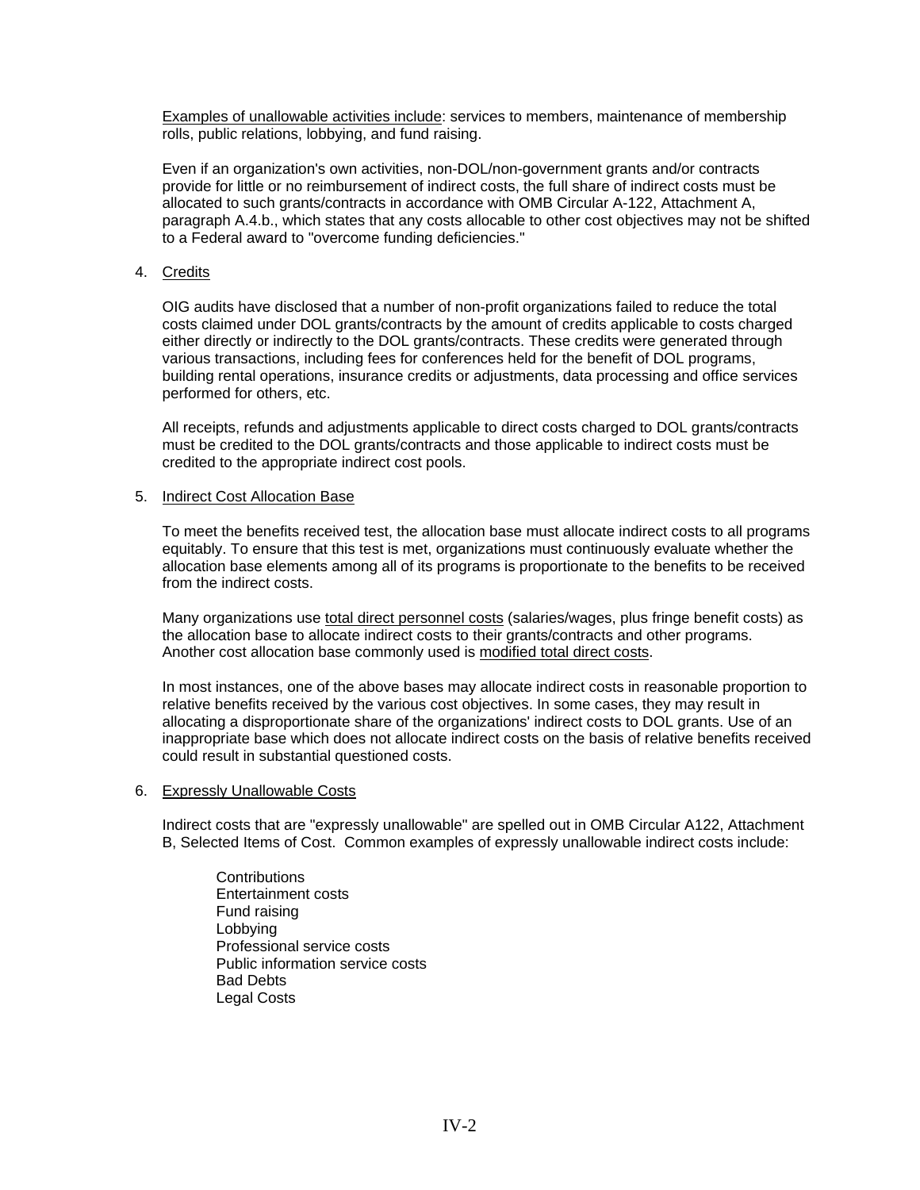Examples of unallowable activities include: services to members, maintenance of membership rolls, public relations, lobbying, and fund raising.

Even if an organization's own activities, non-DOL/non-government grants and/or contracts provide for little or no reimbursement of indirect costs, the full share of indirect costs must be allocated to such grants/contracts in accordance with OMB Circular A-122, Attachment A, paragraph A.4.b., which states that any costs allocable to other cost objectives may not be shifted to a Federal award to "overcome funding deficiencies."

4. Credits

   OIG audits have disclosed that a number of non-profit organizations failed to reduce the total costs claimed under DOL grants/contracts by the amount of credits applicable to costs charged either directly or indirectly to the DOL grants/contracts. These credits were generated through various transactions, including fees for conferences held for the benefit of DOL programs, building rental operations, insurance credits or adjustments, data processing and office services performed for others, etc.

   All receipts, refunds and adjustments applicable to direct costs charged to DOL grants/contracts must be credited to the DOL grants/contracts and those applicable to indirect costs must be credited to the appropriate indirect cost pools.

5. Indirect Cost Allocation Base

   To meet the benefits received test, the allocation base must allocate indirect costs to all programs equitably. To ensure that this test is met, organizations must continuously evaluate whether the allocation base elements among all of its programs is proportionate to the benefits to be received from the indirect costs.

   Many organizations use total direct personnel costs (salaries/wages, plus fringe benefit costs) as the allocation base to allocate indirect costs to their grants/contracts and other programs. Another cost allocation base commonly used is modified total direct costs.

   In most instances, one of the above bases may allocate indirect costs in reasonable proportion to relative benefits received by the various cost objectives. In some cases, they may result in allocating a disproportionate share of the organizations' indirect costs to DOL grants. Use of an inappropriate base which does not allocate indirect costs on the basis of relative benefits received could result in substantial questioned costs.

6. Expressly Unallowable Costs

   Indirect costs that are "expressly unallowable" are spelled out in OMB Circular A122, Attachment B, Selected Items of Cost. Common examples of expressly unallowable indirect costs include:

   - Contributions
   - Entertainment costs
   - Fund raising
   - Lobbying
   - Professional service costs
   - Public information service costs
   - Bad Debts
   - Legal Costs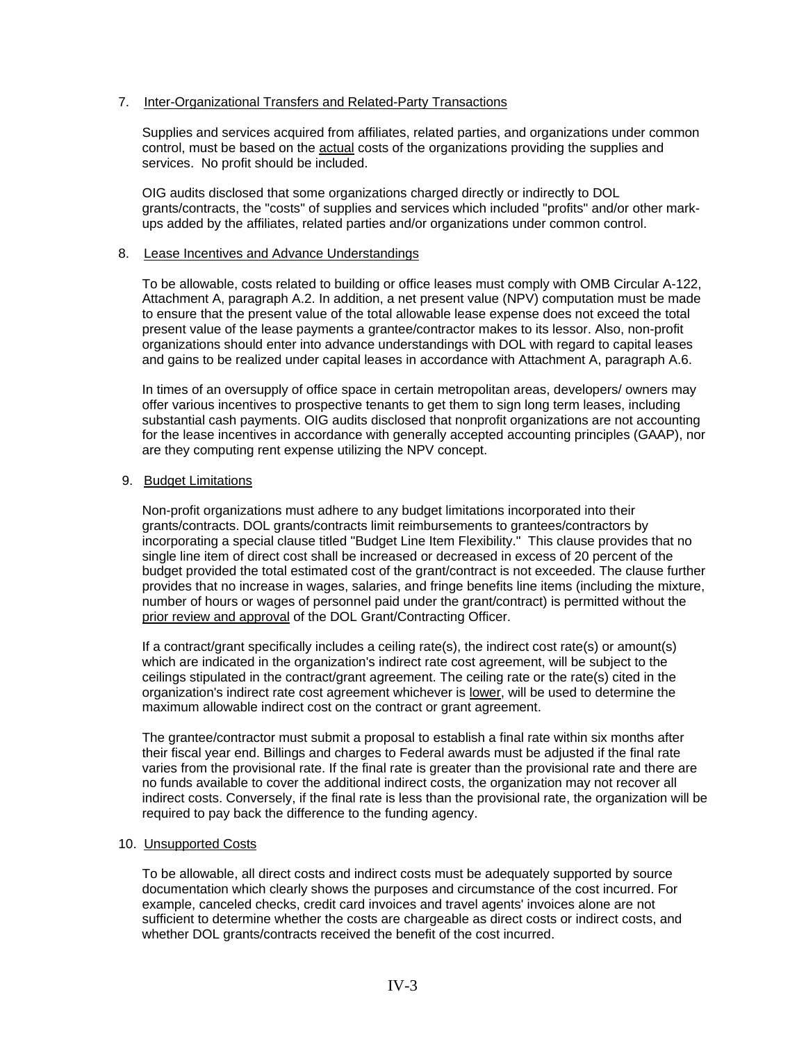7. Inter-Organizational Transfers and Related-Party Transactions

   Supplies and services acquired from affiliates, related parties, and organizations under common control, must be based on the actual costs of the organizations providing the supplies and services. No profit should be included.

   OIG audits disclosed that some organizations charged directly or indirectly to DOL grants/contracts, the "costs" of supplies and services which included "profits" and/or other mark-ups added by the affiliates, related parties and/or organizations under common control.

8. Lease Incentives and Advance Understandings

   To be allowable, costs related to building or office leases must comply with OMB Circular A-122, Attachment A, paragraph A.2. In addition, a net present value (NPV) computation must be made to ensure that the present value of the total allowable lease expense does not exceed the total present value of the lease payments a grantee/contractor makes to its lessor. Also, non-profit organizations should enter into advance understandings with DOL with regard to capital leases and gains to be realized under capital leases in accordance with Attachment A, paragraph A.6.

   In times of an oversupply of office space in certain metropolitan areas, developers/ owners may offer various incentives to prospective tenants to get them to sign long term leases, including substantial cash payments. OIG audits disclosed that nonprofit organizations are not accounting for the lease incentives in accordance with generally accepted accounting principles (GAAP), nor are they computing rent expense utilizing the NPV concept.

9. Budget Limitations

   Non-profit organizations must adhere to any budget limitations incorporated into their grants/contracts. DOL grants/contracts limit reimbursements to grantees/contractors by incorporating a special clause titled "Budget Line Item Flexibility." This clause provides that no single line item of direct cost shall be increased or decreased in excess of 20 percent of the budget provided the total estimated cost of the grant/contract is not exceeded. The clause further provides that no increase in wages, salaries, and fringe benefits line items (including the mixture, number of hours or wages of personnel paid under the grant/contract) is permitted without the prior review and approval of the DOL Grant/Contracting Officer.

   If a contract/grant specifically includes a ceiling rate(s), the indirect cost rate(s) or amount(s) which are indicated in the organization's indirect rate cost agreement, will be subject to the ceilings stipulated in the contract/grant agreement. The ceiling rate or the rate(s) cited in the organization's indirect rate cost agreement whichever is lower, will be used to determine the maximum allowable indirect cost on the contract or grant agreement.

   The grantee/contractor must submit a proposal to establish a final rate within six months after their fiscal year end. Billings and charges to Federal awards must be adjusted if the final rate varies from the provisional rate. If the final rate is greater than the provisional rate and there are no funds available to cover the additional indirect costs, the organization may not recover all indirect costs. Conversely, if the final rate is less than the provisional rate, the organization will be required to pay back the difference to the funding agency.

10. Unsupported Costs

    To be allowable, all direct costs and indirect costs must be adequately supported by source documentation which clearly shows the purposes and circumstance of the cost incurred. For example, canceled checks, credit card invoices and travel agents' invoices alone are not sufficient to determine whether the costs are chargeable as direct costs or indirect costs, and whether DOL grants/contracts received the benefit of the cost incurred.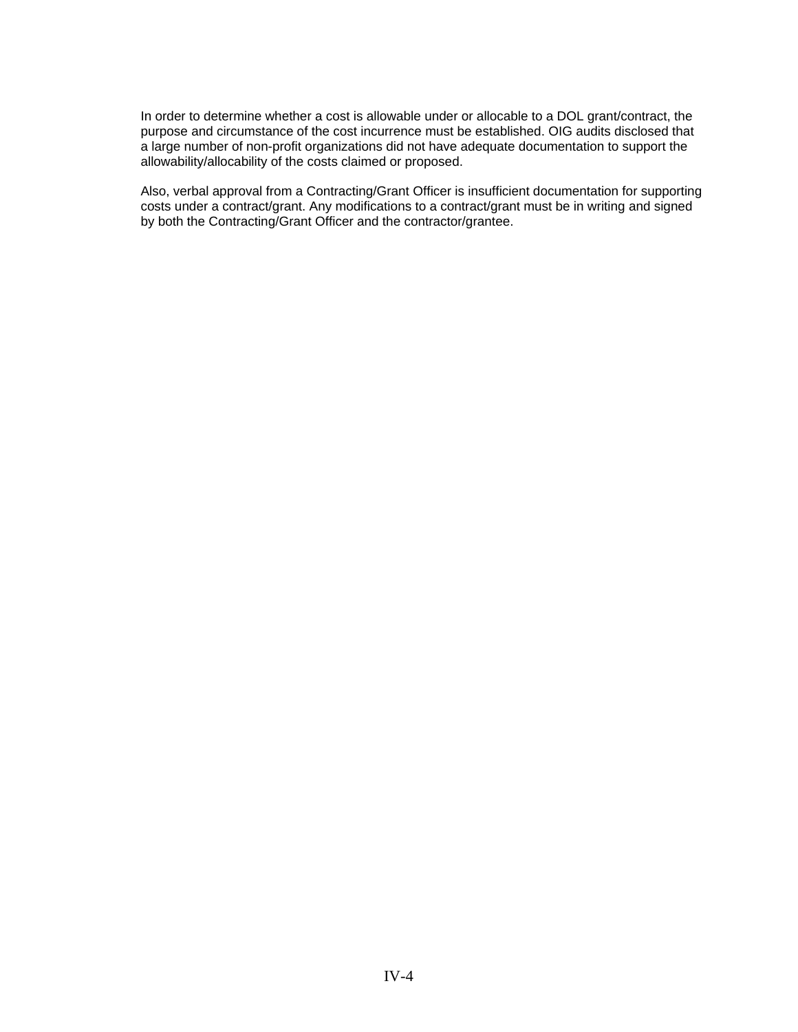In order to determine whether a cost is allowable under or allocable to a DOL grant/contract, the purpose and circumstance of the cost incurrence must be established. OIG audits disclosed that a large number of non-profit organizations did not have adequate documentation to support the allowability/allocability of the costs claimed or proposed.

Also, verbal approval from a Contracting/Grant Officer is insufficient documentation for supporting costs under a contract/grant. Any modifications to a contract/grant must be in writing and signed by both the Contracting/Grant Officer and the contractor/grantee.